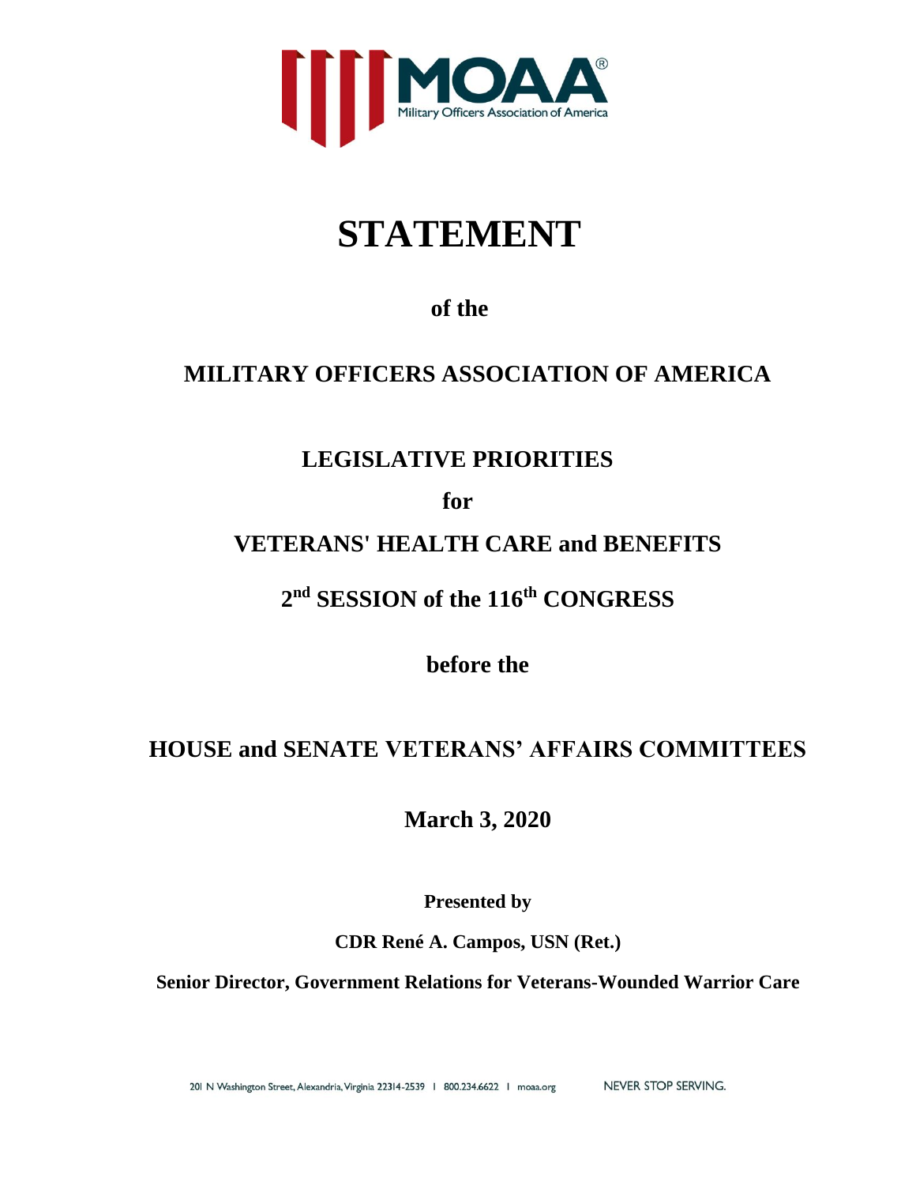MOAA®
Military Officers Association of America

# STATEMENT

**of the**

## MILITARY OFFICERS ASSOCIATION OF AMERICA

## LEGISLATIVE PRIORITIES

**for**

## VETERANS' HEALTH CARE and BENEFITS

## 2nd SESSION of the 116th CONGRESS

**before the**

## HOUSE and SENATE VETERANS' AFFAIRS COMMITTEES

**March 3, 2020**

**Presented by**

**CDR René A. Campos, USN (Ret.)**

**Senior Director, Government Relations for Veterans-Wounded Warrior Care**

201 N Washington Street, Alexandria, Virginia 22314-2539 | 800.234.6622 | moaa.org

NEVER STOP SERVING.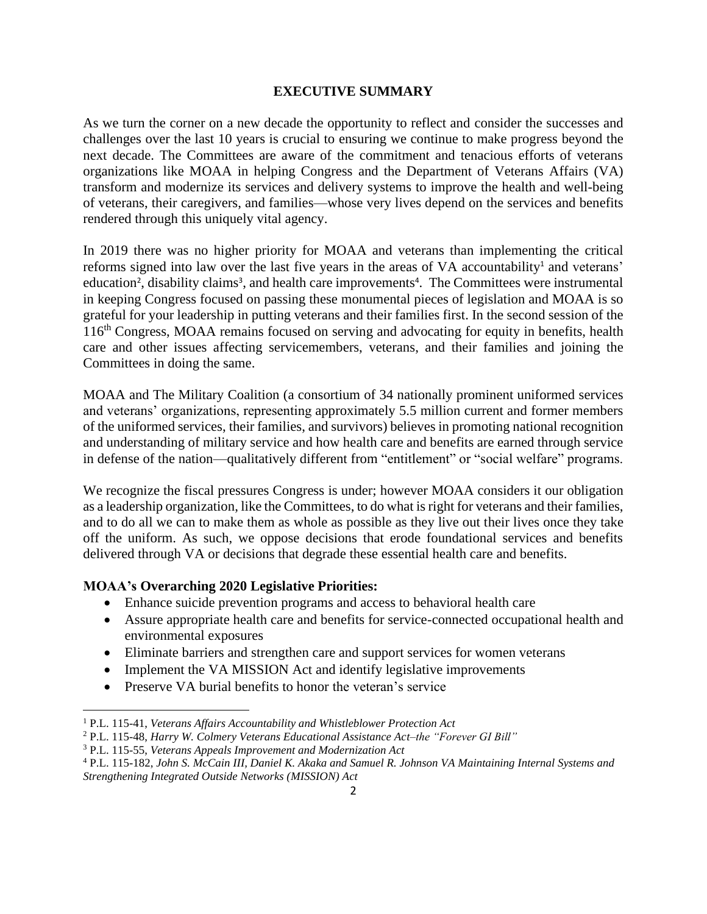## EXECUTIVE SUMMARY

As we turn the corner on a new decade the opportunity to reflect and consider the successes and challenges over the last 10 years is crucial to ensuring we continue to make progress beyond the next decade. The Committees are aware of the commitment and tenacious efforts of veterans organizations like MOAA in helping Congress and the Department of Veterans Affairs (VA) transform and modernize its services and delivery systems to improve the health and well-being of veterans, their caregivers, and families—whose very lives depend on the services and benefits rendered through this uniquely vital agency.

In 2019 there was no higher priority for MOAA and veterans than implementing the critical reforms signed into law over the last five years in the areas of VA accountability[1] and veterans' education[2], disability claims[3], and health care improvements[4]. The Committees were instrumental in keeping Congress focused on passing these monumental pieces of legislation and MOAA is so grateful for your leadership in putting veterans and their families first. In the second session of the 116th Congress, MOAA remains focused on serving and advocating for equity in benefits, health care and other issues affecting servicemembers, veterans, and their families and joining the Committees in doing the same.

MOAA and The Military Coalition (a consortium of 34 nationally prominent uniformed services and veterans' organizations, representing approximately 5.5 million current and former members of the uniformed services, their families, and survivors) believes in promoting national recognition and understanding of military service and how health care and benefits are earned through service in defense of the nation—qualitatively different from "entitlement" or "social welfare" programs.

We recognize the fiscal pressures Congress is under; however MOAA considers it our obligation as a leadership organization, like the Committees, to do what is right for veterans and their families, and to do all we can to make them as whole as possible as they live out their lives once they take off the uniform. As such, we oppose decisions that erode foundational services and benefits delivered through VA or decisions that degrade these essential health care and benefits.

**MOAA's Overarching 2020 Legislative Priorities:**

- Enhance suicide prevention programs and access to behavioral health care
- Assure appropriate health care and benefits for service-connected occupational health and environmental exposures
- Eliminate barriers and strengthen care and support services for women veterans
- Implement the VA MISSION Act and identify legislative improvements
- Preserve VA burial benefits to honor the veteran's service

---

[1] P.L. 115-41, *Veterans Affairs Accountability and Whistleblower Protection Act*

[2] P.L. 115-48, *Harry W. Colmery Veterans Educational Assistance Act–the "Forever GI Bill"*

[3] P.L. 115-55, *Veterans Appeals Improvement and Modernization Act*

[4] P.L. 115-182, *John S. McCain III, Daniel K. Akaka and Samuel R. Johnson VA Maintaining Internal Systems and Strengthening Integrated Outside Networks (MISSION) Act*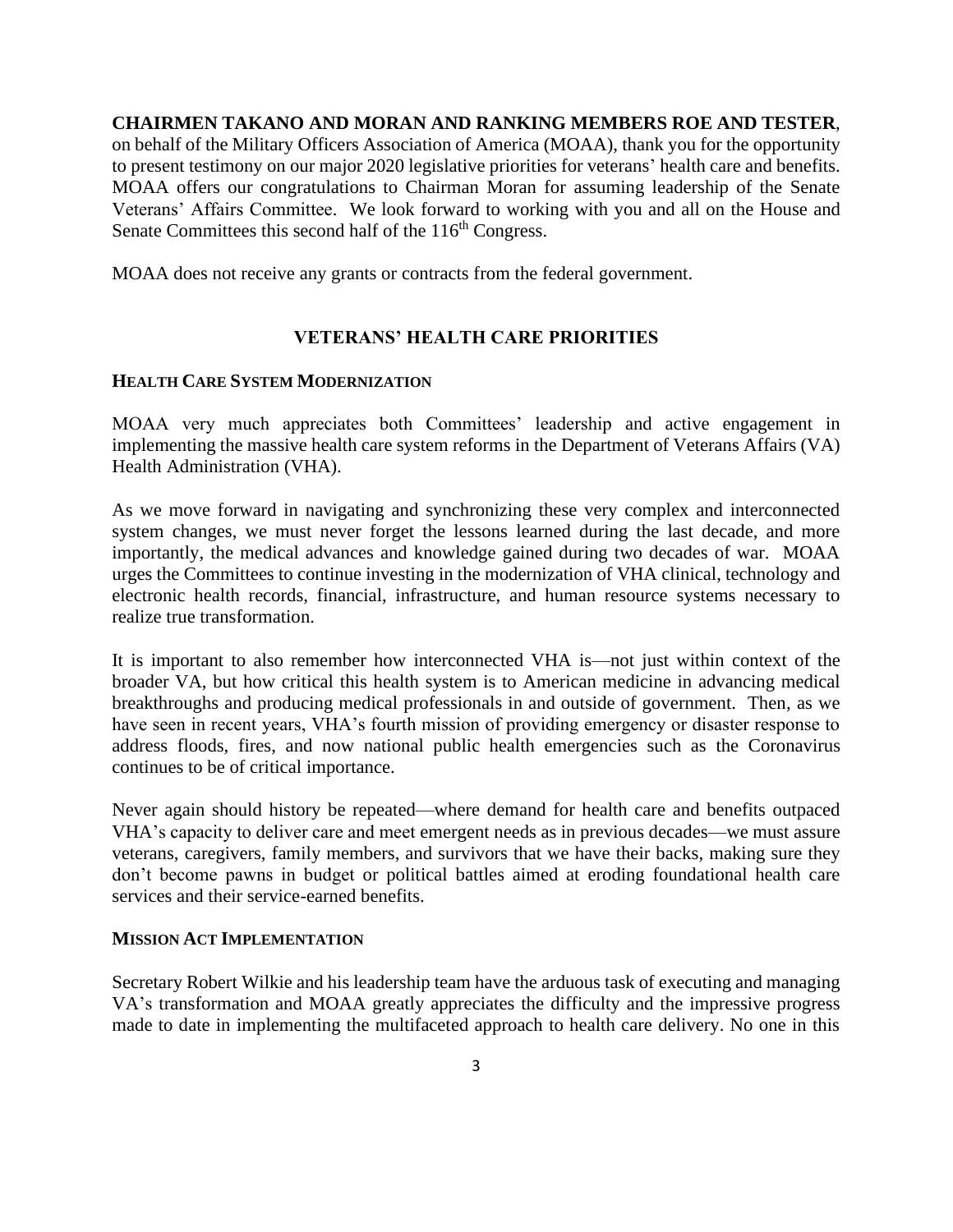**CHAIRMEN TAKANO AND MORAN AND RANKING MEMBERS ROE AND TESTER**, on behalf of the Military Officers Association of America (MOAA), thank you for the opportunity to present testimony on our major 2020 legislative priorities for veterans' health care and benefits. MOAA offers our congratulations to Chairman Moran for assuming leadership of the Senate Veterans' Affairs Committee. We look forward to working with you and all on the House and Senate Committees this second half of the 116th Congress.

MOAA does not receive any grants or contracts from the federal government.

## VETERANS' HEALTH CARE PRIORITIES

### HEALTH CARE SYSTEM MODERNIZATION

MOAA very much appreciates both Committees' leadership and active engagement in implementing the massive health care system reforms in the Department of Veterans Affairs (VA) Health Administration (VHA).

As we move forward in navigating and synchronizing these very complex and interconnected system changes, we must never forget the lessons learned during the last decade, and more importantly, the medical advances and knowledge gained during two decades of war. MOAA urges the Committees to continue investing in the modernization of VHA clinical, technology and electronic health records, financial, infrastructure, and human resource systems necessary to realize true transformation.

It is important to also remember how interconnected VHA is—not just within context of the broader VA, but how critical this health system is to American medicine in advancing medical breakthroughs and producing medical professionals in and outside of government. Then, as we have seen in recent years, VHA's fourth mission of providing emergency or disaster response to address floods, fires, and now national public health emergencies such as the Coronavirus continues to be of critical importance.

Never again should history be repeated—where demand for health care and benefits outpaced VHA's capacity to deliver care and meet emergent needs as in previous decades—we must assure veterans, caregivers, family members, and survivors that we have their backs, making sure they don't become pawns in budget or political battles aimed at eroding foundational health care services and their service-earned benefits.

### MISSION ACT IMPLEMENTATION

Secretary Robert Wilkie and his leadership team have the arduous task of executing and managing VA's transformation and MOAA greatly appreciates the difficulty and the impressive progress made to date in implementing the multifaceted approach to health care delivery. No one in this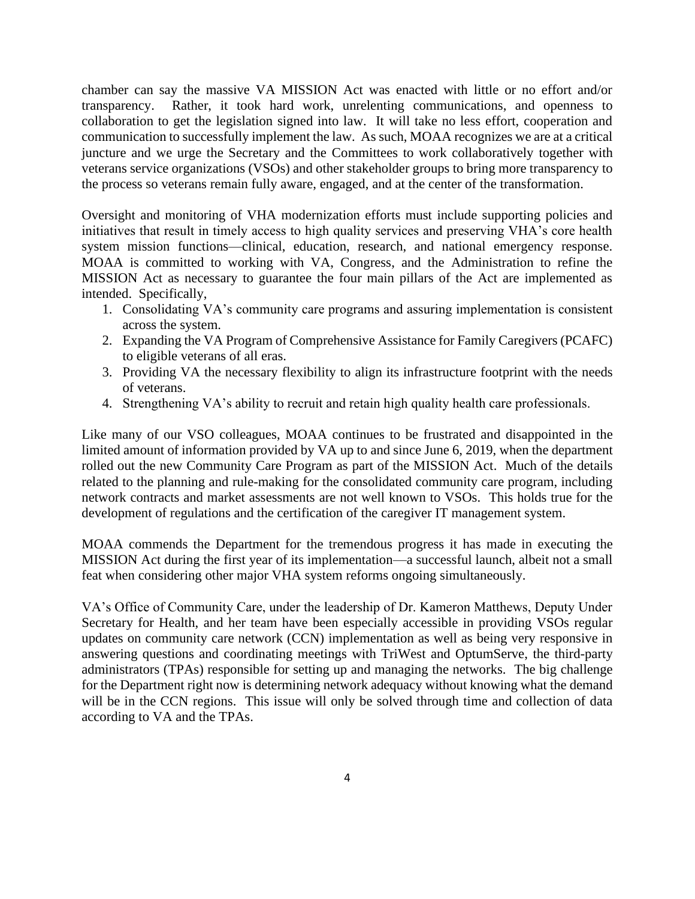chamber can say the massive VA MISSION Act was enacted with little or no effort and/or transparency. Rather, it took hard work, unrelenting communications, and openness to collaboration to get the legislation signed into law. It will take no less effort, cooperation and communication to successfully implement the law. As such, MOAA recognizes we are at a critical juncture and we urge the Secretary and the Committees to work collaboratively together with veterans service organizations (VSOs) and other stakeholder groups to bring more transparency to the process so veterans remain fully aware, engaged, and at the center of the transformation.

Oversight and monitoring of VHA modernization efforts must include supporting policies and initiatives that result in timely access to high quality services and preserving VHA's core health system mission functions—clinical, education, research, and national emergency response. MOAA is committed to working with VA, Congress, and the Administration to refine the MISSION Act as necessary to guarantee the four main pillars of the Act are implemented as intended. Specifically,

1. Consolidating VA's community care programs and assuring implementation is consistent across the system.
2. Expanding the VA Program of Comprehensive Assistance for Family Caregivers (PCAFC) to eligible veterans of all eras.
3. Providing VA the necessary flexibility to align its infrastructure footprint with the needs of veterans.
4. Strengthening VA's ability to recruit and retain high quality health care professionals.

Like many of our VSO colleagues, MOAA continues to be frustrated and disappointed in the limited amount of information provided by VA up to and since June 6, 2019, when the department rolled out the new Community Care Program as part of the MISSION Act. Much of the details related to the planning and rule-making for the consolidated community care program, including network contracts and market assessments are not well known to VSOs. This holds true for the development of regulations and the certification of the caregiver IT management system.

MOAA commends the Department for the tremendous progress it has made in executing the MISSION Act during the first year of its implementation—a successful launch, albeit not a small feat when considering other major VHA system reforms ongoing simultaneously.

VA's Office of Community Care, under the leadership of Dr. Kameron Matthews, Deputy Under Secretary for Health, and her team have been especially accessible in providing VSOs regular updates on community care network (CCN) implementation as well as being very responsive in answering questions and coordinating meetings with TriWest and OptumServe, the third-party administrators (TPAs) responsible for setting up and managing the networks. The big challenge for the Department right now is determining network adequacy without knowing what the demand will be in the CCN regions. This issue will only be solved through time and collection of data according to VA and the TPAs.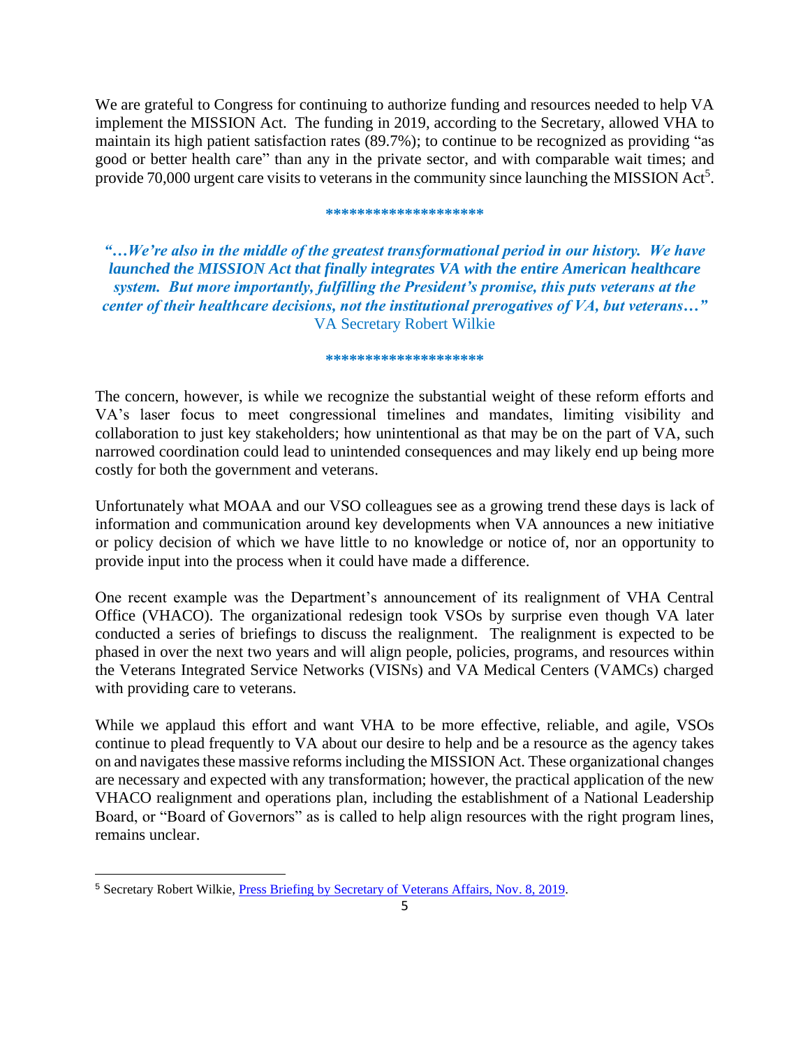We are grateful to Congress for continuing to authorize funding and resources needed to help VA implement the MISSION Act. The funding in 2019, according to the Secretary, allowed VHA to maintain its high patient satisfaction rates (89.7%); to continue to be recognized as providing "as good or better health care" than any in the private sector, and with comparable wait times; and provide 70,000 urgent care visits to veterans in the community since launching the MISSION Act[5].

********************

***"…We're also in the middle of the greatest transformational period in our history. We have launched the MISSION Act that finally integrates VA with the entire American healthcare system. But more importantly, fulfilling the President's promise, this puts veterans at the center of their healthcare decisions, not the institutional prerogatives of VA, but veterans…"***
VA Secretary Robert Wilkie

********************

The concern, however, is while we recognize the substantial weight of these reform efforts and VA's laser focus to meet congressional timelines and mandates, limiting visibility and collaboration to just key stakeholders; how unintentional as that may be on the part of VA, such narrowed coordination could lead to unintended consequences and may likely end up being more costly for both the government and veterans.

Unfortunately what MOAA and our VSO colleagues see as a growing trend these days is lack of information and communication around key developments when VA announces a new initiative or policy decision of which we have little to no knowledge or notice of, nor an opportunity to provide input into the process when it could have made a difference.

One recent example was the Department's announcement of its realignment of VHA Central Office (VHACO). The organizational redesign took VSOs by surprise even though VA later conducted a series of briefings to discuss the realignment. The realignment is expected to be phased in over the next two years and will align people, policies, programs, and resources within the Veterans Integrated Service Networks (VISNs) and VA Medical Centers (VAMCs) charged with providing care to veterans.

While we applaud this effort and want VHA to be more effective, reliable, and agile, VSOs continue to plead frequently to VA about our desire to help and be a resource as the agency takes on and navigates these massive reforms including the MISSION Act. These organizational changes are necessary and expected with any transformation; however, the practical application of the new VHACO realignment and operations plan, including the establishment of a National Leadership Board, or "Board of Governors" as is called to help align resources with the right program lines, remains unclear.

---

[5] Secretary Robert Wilkie, Press Briefing by Secretary of Veterans Affairs, Nov. 8, 2019.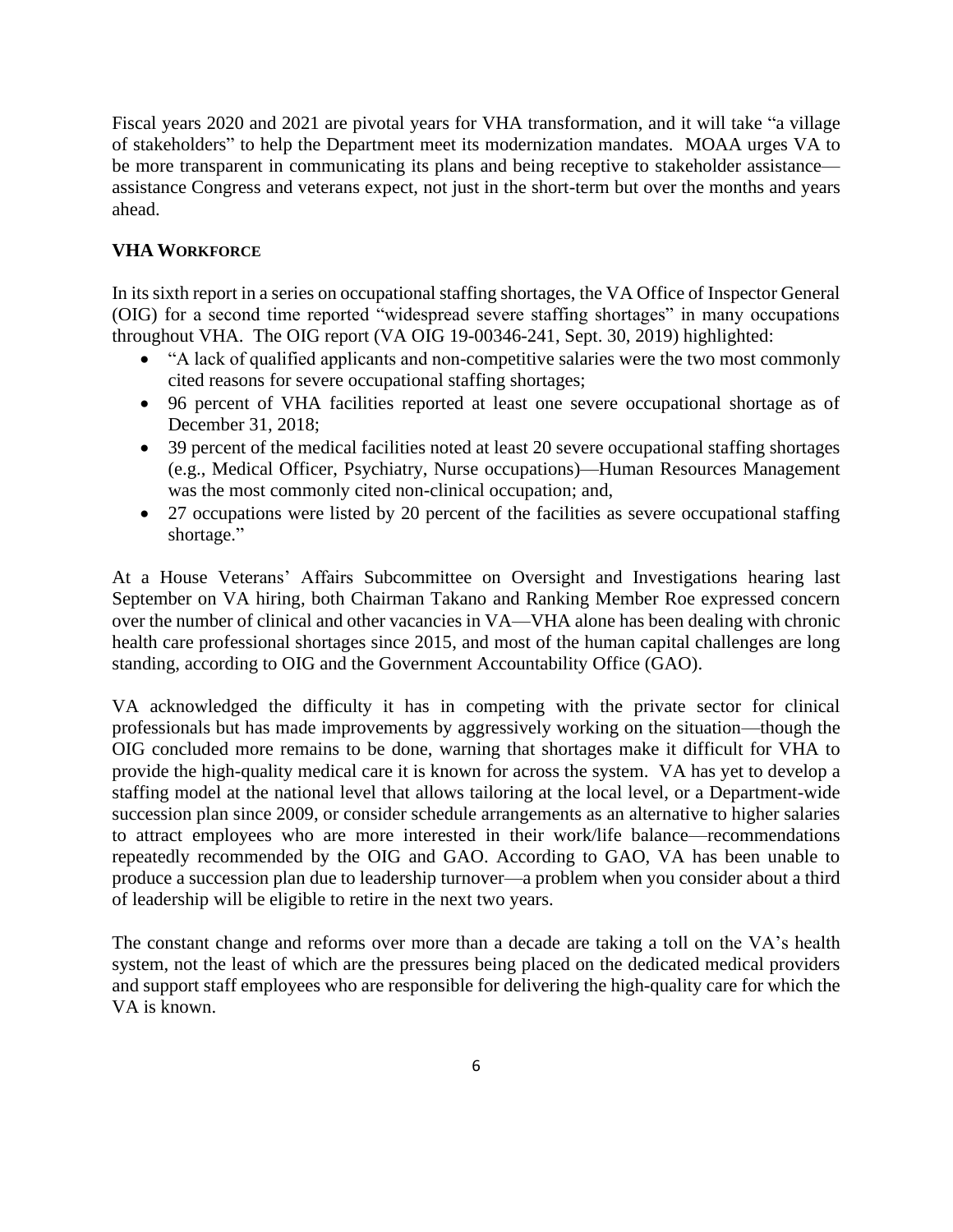Fiscal years 2020 and 2021 are pivotal years for VHA transformation, and it will take "a village of stakeholders" to help the Department meet its modernization mandates. MOAA urges VA to be more transparent in communicating its plans and being receptive to stakeholder assistance—assistance Congress and veterans expect, not just in the short-term but over the months and years ahead.

### VHA WORKFORCE

In its sixth report in a series on occupational staffing shortages, the VA Office of Inspector General (OIG) for a second time reported "widespread severe staffing shortages" in many occupations throughout VHA. The OIG report (VA OIG 19-00346-241, Sept. 30, 2019) highlighted:

- "A lack of qualified applicants and non-competitive salaries were the two most commonly cited reasons for severe occupational staffing shortages;
- 96 percent of VHA facilities reported at least one severe occupational shortage as of December 31, 2018;
- 39 percent of the medical facilities noted at least 20 severe occupational staffing shortages (e.g., Medical Officer, Psychiatry, Nurse occupations)—Human Resources Management was the most commonly cited non-clinical occupation; and,
- 27 occupations were listed by 20 percent of the facilities as severe occupational staffing shortage."

At a House Veterans' Affairs Subcommittee on Oversight and Investigations hearing last September on VA hiring, both Chairman Takano and Ranking Member Roe expressed concern over the number of clinical and other vacancies in VA—VHA alone has been dealing with chronic health care professional shortages since 2015, and most of the human capital challenges are long standing, according to OIG and the Government Accountability Office (GAO).

VA acknowledged the difficulty it has in competing with the private sector for clinical professionals but has made improvements by aggressively working on the situation—though the OIG concluded more remains to be done, warning that shortages make it difficult for VHA to provide the high-quality medical care it is known for across the system. VA has yet to develop a staffing model at the national level that allows tailoring at the local level, or a Department-wide succession plan since 2009, or consider schedule arrangements as an alternative to higher salaries to attract employees who are more interested in their work/life balance—recommendations repeatedly recommended by the OIG and GAO. According to GAO, VA has been unable to produce a succession plan due to leadership turnover—a problem when you consider about a third of leadership will be eligible to retire in the next two years.

The constant change and reforms over more than a decade are taking a toll on the VA's health system, not the least of which are the pressures being placed on the dedicated medical providers and support staff employees who are responsible for delivering the high-quality care for which the VA is known.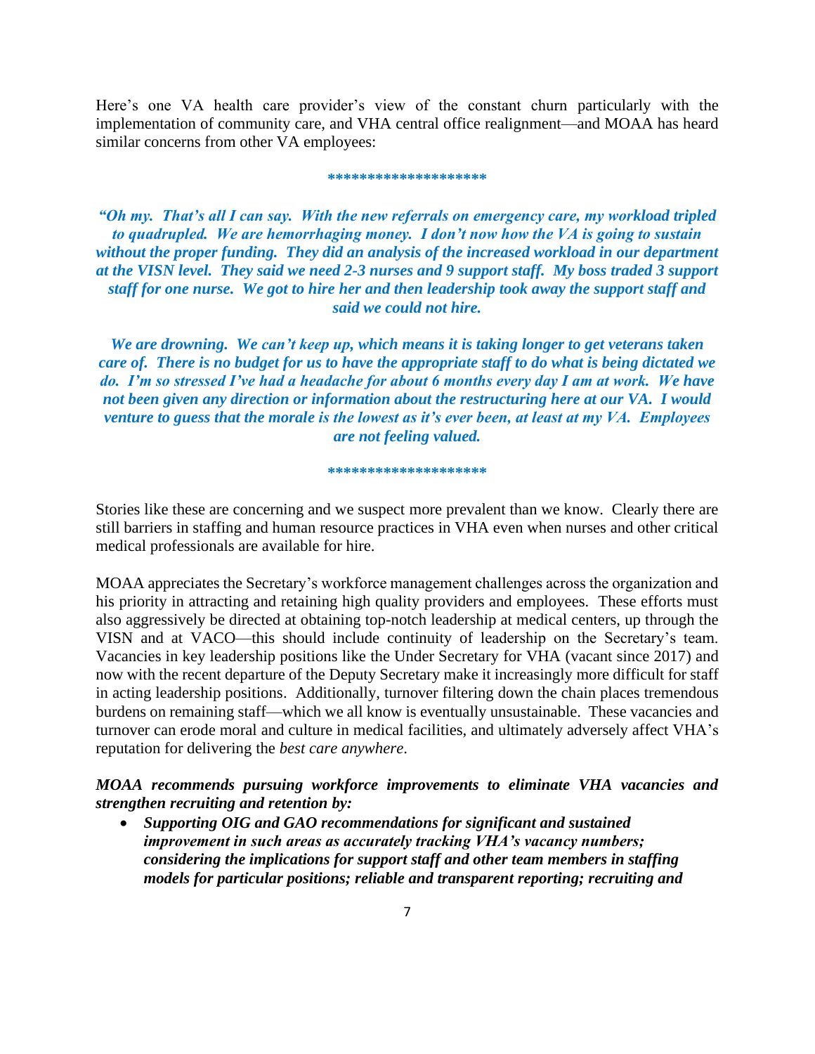Here's one VA health care provider's view of the constant churn particularly with the implementation of community care, and VHA central office realignment—and MOAA has heard similar concerns from other VA employees:

********************

***"Oh my. That's all I can say. With the new referrals on emergency care, my workload tripled to quadrupled. We are hemorrhaging money. I don't now how the VA is going to sustain without the proper funding. They did an analysis of the increased workload in our department at the VISN level. They said we need 2-3 nurses and 9 support staff. My boss traded 3 support staff for one nurse. We got to hire her and then leadership took away the support staff and said we could not hire.***

***We are drowning. We can't keep up, which means it is taking longer to get veterans taken care of. There is no budget for us to have the appropriate staff to do what is being dictated we do. I'm so stressed I've had a headache for about 6 months every day I am at work. We have not been given any direction or information about the restructuring here at our VA. I would venture to guess that the morale is the lowest as it's ever been, at least at my VA. Employees are not feeling valued.***

********************

Stories like these are concerning and we suspect more prevalent than we know. Clearly there are still barriers in staffing and human resource practices in VHA even when nurses and other critical medical professionals are available for hire.

MOAA appreciates the Secretary's workforce management challenges across the organization and his priority in attracting and retaining high quality providers and employees. These efforts must also aggressively be directed at obtaining top-notch leadership at medical centers, up through the VISN and at VACO—this should include continuity of leadership on the Secretary's team. Vacancies in key leadership positions like the Under Secretary for VHA (vacant since 2017) and now with the recent departure of the Deputy Secretary make it increasingly more difficult for staff in acting leadership positions. Additionally, turnover filtering down the chain places tremendous burdens on remaining staff—which we all know is eventually unsustainable. These vacancies and turnover can erode moral and culture in medical facilities, and ultimately adversely affect VHA's reputation for delivering the *best care anywhere*.

***MOAA recommends pursuing workforce improvements to eliminate VHA vacancies and strengthen recruiting and retention by:***

- ***Supporting OIG and GAO recommendations for significant and sustained improvement in such areas as accurately tracking VHA's vacancy numbers; considering the implications for support staff and other team members in staffing models for particular positions; reliable and transparent reporting; recruiting and***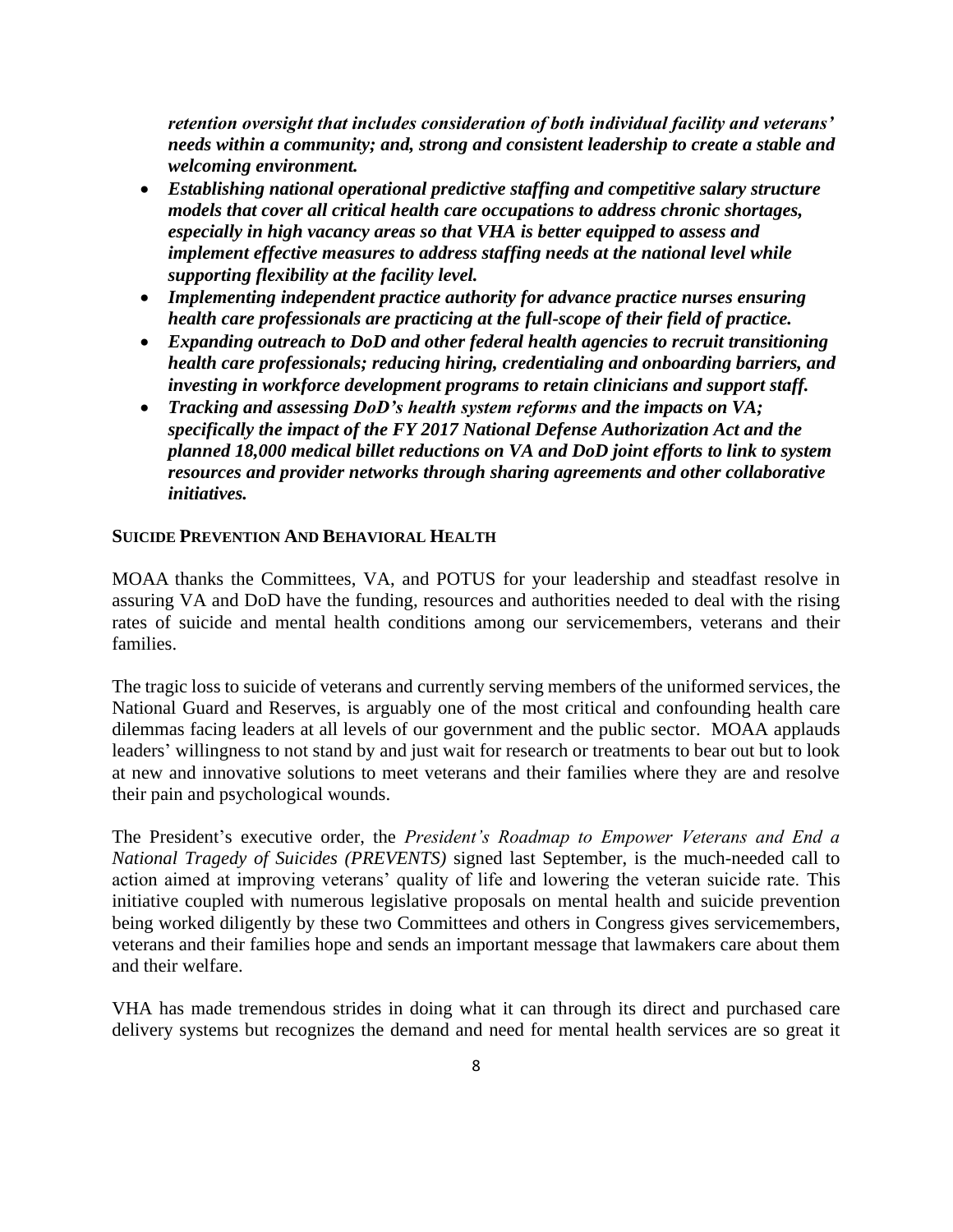***retention oversight that includes consideration of both individual facility and veterans' needs within a community; and, strong and consistent leadership to create a stable and welcoming environment.***

- ***Establishing national operational predictive staffing and competitive salary structure models that cover all critical health care occupations to address chronic shortages, especially in high vacancy areas so that VHA is better equipped to assess and implement effective measures to address staffing needs at the national level while supporting flexibility at the facility level.***
- ***Implementing independent practice authority for advance practice nurses ensuring health care professionals are practicing at the full-scope of their field of practice.***
- ***Expanding outreach to DoD and other federal health agencies to recruit transitioning health care professionals; reducing hiring, credentialing and onboarding barriers, and investing in workforce development programs to retain clinicians and support staff.***
- ***Tracking and assessing DoD's health system reforms and the impacts on VA; specifically the impact of the FY 2017 National Defense Authorization Act and the planned 18,000 medical billet reductions on VA and DoD joint efforts to link to system resources and provider networks through sharing agreements and other collaborative initiatives.***

**SUICIDE PREVENTION AND BEHAVIORAL HEALTH**

MOAA thanks the Committees, VA, and POTUS for your leadership and steadfast resolve in assuring VA and DoD have the funding, resources and authorities needed to deal with the rising rates of suicide and mental health conditions among our servicemembers, veterans and their families.

The tragic loss to suicide of veterans and currently serving members of the uniformed services, the National Guard and Reserves, is arguably one of the most critical and confounding health care dilemmas facing leaders at all levels of our government and the public sector. MOAA applauds leaders' willingness to not stand by and just wait for research or treatments to bear out but to look at new and innovative solutions to meet veterans and their families where they are and resolve their pain and psychological wounds.

The President's executive order, the *President's Roadmap to Empower Veterans and End a National Tragedy of Suicides (PREVENTS)* signed last September, is the much-needed call to action aimed at improving veterans' quality of life and lowering the veteran suicide rate. This initiative coupled with numerous legislative proposals on mental health and suicide prevention being worked diligently by these two Committees and others in Congress gives servicemembers, veterans and their families hope and sends an important message that lawmakers care about them and their welfare.

VHA has made tremendous strides in doing what it can through its direct and purchased care delivery systems but recognizes the demand and need for mental health services are so great it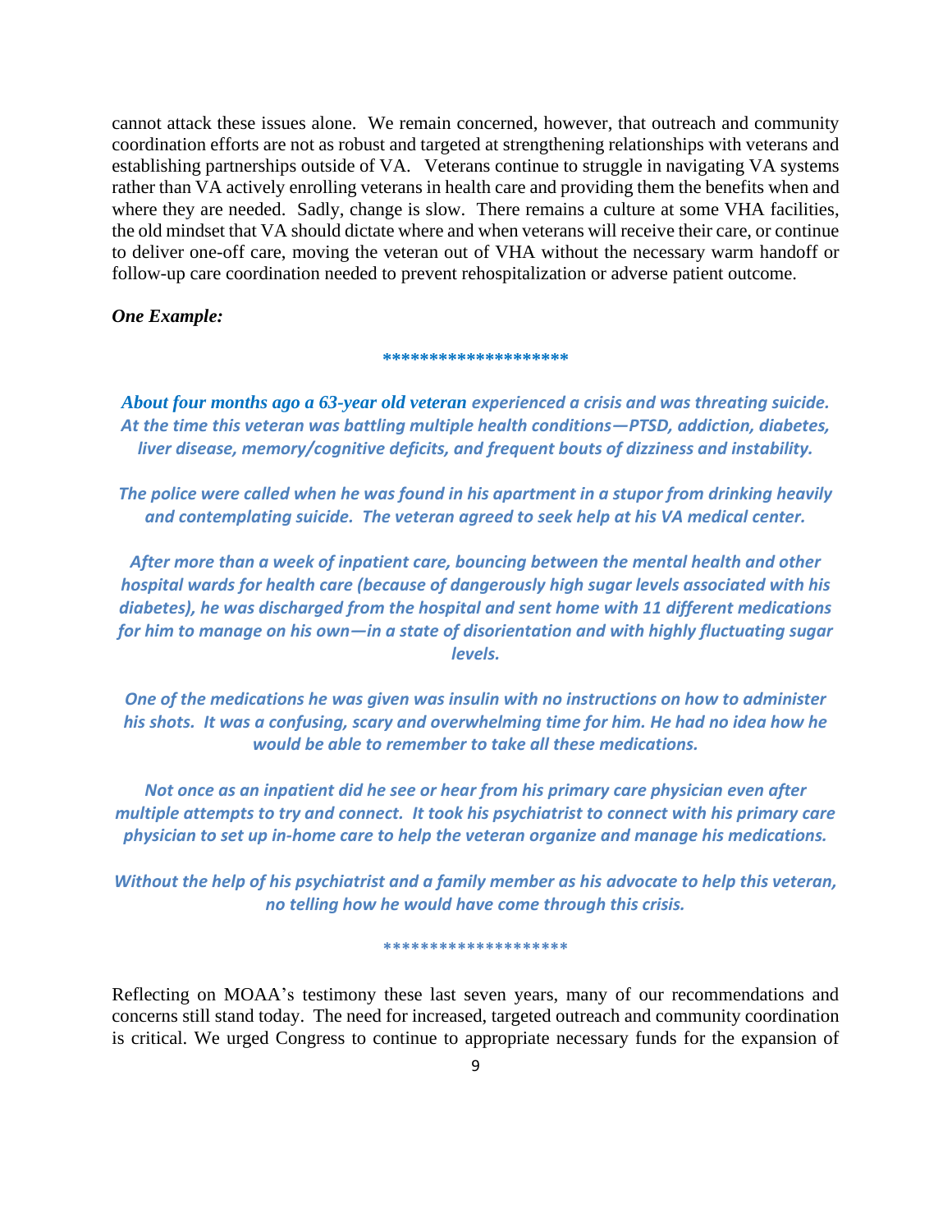cannot attack these issues alone. We remain concerned, however, that outreach and community coordination efforts are not as robust and targeted at strengthening relationships with veterans and establishing partnerships outside of VA. Veterans continue to struggle in navigating VA systems rather than VA actively enrolling veterans in health care and providing them the benefits when and where they are needed. Sadly, change is slow. There remains a culture at some VHA facilities, the old mindset that VA should dictate where and when veterans will receive their care, or continue to deliver one-off care, moving the veteran out of VHA without the necessary warm handoff or follow-up care coordination needed to prevent rehospitalization or adverse patient outcome.

***One Example:***

*******************

***About four months ago a 63-year old veteran experienced a crisis and was threating suicide. At the time this veteran was battling multiple health conditions—PTSD, addiction, diabetes, liver disease, memory/cognitive deficits, and frequent bouts of dizziness and instability.***

***The police were called when he was found in his apartment in a stupor from drinking heavily and contemplating suicide. The veteran agreed to seek help at his VA medical center.***

***After more than a week of inpatient care, bouncing between the mental health and other hospital wards for health care (because of dangerously high sugar levels associated with his diabetes), he was discharged from the hospital and sent home with 11 different medications for him to manage on his own—in a state of disorientation and with highly fluctuating sugar levels.***

***One of the medications he was given was insulin with no instructions on how to administer his shots. It was a confusing, scary and overwhelming time for him. He had no idea how he would be able to remember to take all these medications.***

***Not once as an inpatient did he see or hear from his primary care physician even after multiple attempts to try and connect. It took his psychiatrist to connect with his primary care physician to set up in-home care to help the veteran organize and manage his medications.***

***Without the help of his psychiatrist and a family member as his advocate to help this veteran, no telling how he would have come through this crisis.***

*******************

Reflecting on MOAA's testimony these last seven years, many of our recommendations and concerns still stand today. The need for increased, targeted outreach and community coordination is critical. We urged Congress to continue to appropriate necessary funds for the expansion of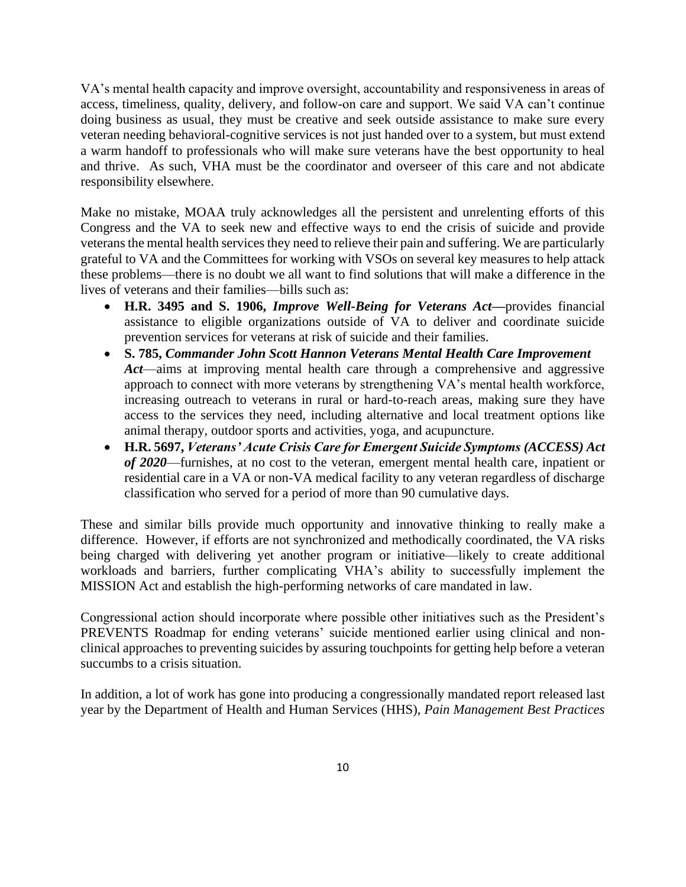VA's mental health capacity and improve oversight, accountability and responsiveness in areas of access, timeliness, quality, delivery, and follow-on care and support. We said VA can't continue doing business as usual, they must be creative and seek outside assistance to make sure every veteran needing behavioral-cognitive services is not just handed over to a system, but must extend a warm handoff to professionals who will make sure veterans have the best opportunity to heal and thrive. As such, VHA must be the coordinator and overseer of this care and not abdicate responsibility elsewhere.

Make no mistake, MOAA truly acknowledges all the persistent and unrelenting efforts of this Congress and the VA to seek new and effective ways to end the crisis of suicide and provide veterans the mental health services they need to relieve their pain and suffering. We are particularly grateful to VA and the Committees for working with VSOs on several key measures to help attack these problems—there is no doubt we all want to find solutions that will make a difference in the lives of veterans and their families—bills such as:

- **H.R. 3495 and S. 1906,** ***Improve Well-Being for Veterans Act*****—**provides financial assistance to eligible organizations outside of VA to deliver and coordinate suicide prevention services for veterans at risk of suicide and their families.
- **S. 785,** ***Commander John Scott Hannon Veterans Mental Health Care Improvement Act***—aims at improving mental health care through a comprehensive and aggressive approach to connect with more veterans by strengthening VA's mental health workforce, increasing outreach to veterans in rural or hard-to-reach areas, making sure they have access to the services they need, including alternative and local treatment options like animal therapy, outdoor sports and activities, yoga, and acupuncture.
- **H.R. 5697,** ***Veterans' Acute Crisis Care for Emergent Suicide Symptoms (ACCESS) Act of 2020***—furnishes, at no cost to the veteran, emergent mental health care, inpatient or residential care in a VA or non-VA medical facility to any veteran regardless of discharge classification who served for a period of more than 90 cumulative days.

These and similar bills provide much opportunity and innovative thinking to really make a difference. However, if efforts are not synchronized and methodically coordinated, the VA risks being charged with delivering yet another program or initiative—likely to create additional workloads and barriers, further complicating VHA's ability to successfully implement the MISSION Act and establish the high-performing networks of care mandated in law.

Congressional action should incorporate where possible other initiatives such as the President's PREVENTS Roadmap for ending veterans' suicide mentioned earlier using clinical and non-clinical approaches to preventing suicides by assuring touchpoints for getting help before a veteran succumbs to a crisis situation.

In addition, a lot of work has gone into producing a congressionally mandated report released last year by the Department of Health and Human Services (HHS), *Pain Management Best Practices*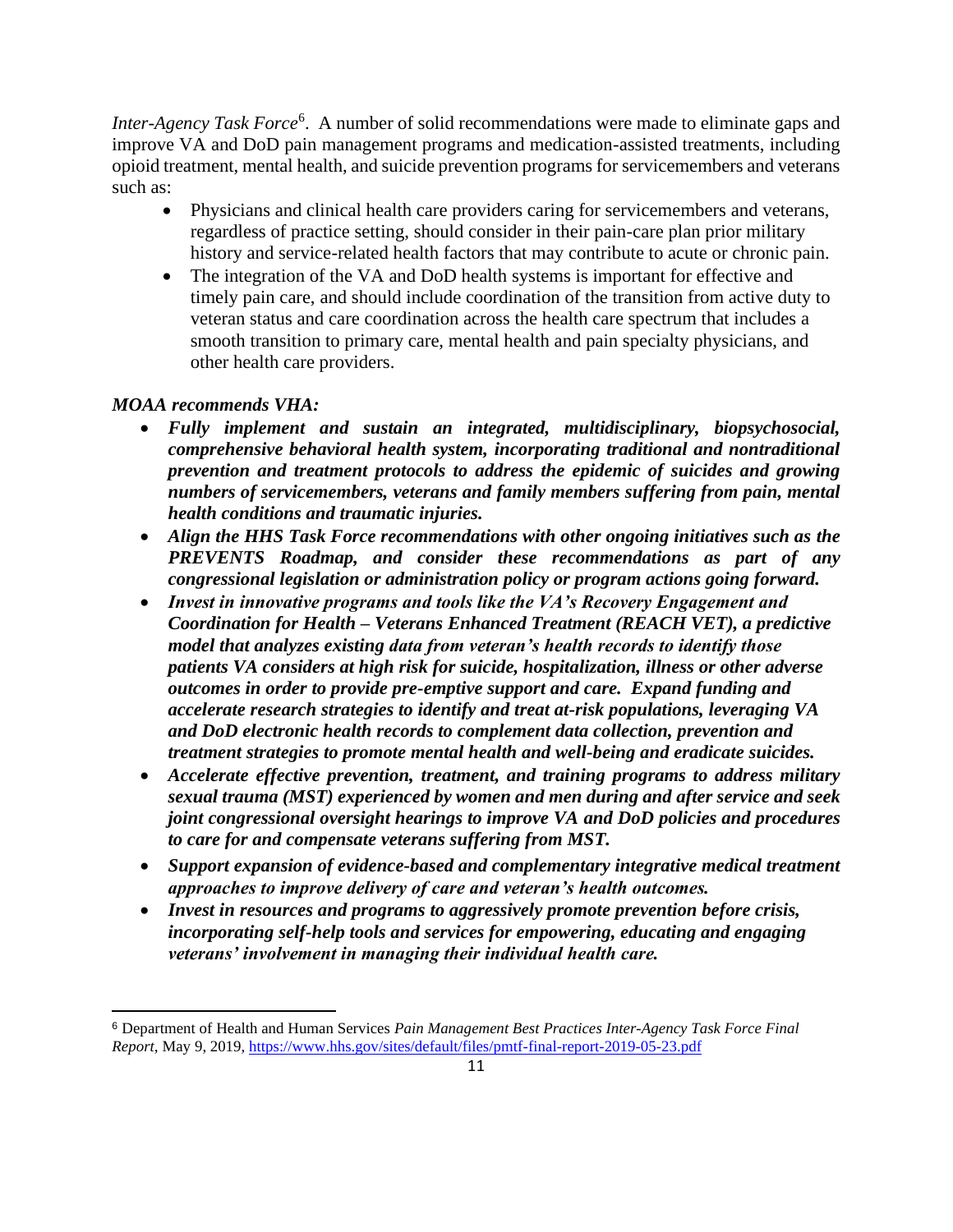*Inter-Agency Task Force*[6]. A number of solid recommendations were made to eliminate gaps and improve VA and DoD pain management programs and medication-assisted treatments, including opioid treatment, mental health, and suicide prevention programs for servicemembers and veterans such as:

- Physicians and clinical health care providers caring for servicemembers and veterans, regardless of practice setting, should consider in their pain-care plan prior military history and service-related health factors that may contribute to acute or chronic pain.
- The integration of the VA and DoD health systems is important for effective and timely pain care, and should include coordination of the transition from active duty to veteran status and care coordination across the health care spectrum that includes a smooth transition to primary care, mental health and pain specialty physicians, and other health care providers.

***MOAA recommends VHA:***

- ***Fully implement and sustain an integrated, multidisciplinary, biopsychosocial, comprehensive behavioral health system, incorporating traditional and nontraditional prevention and treatment protocols to address the epidemic of suicides and growing numbers of servicemembers, veterans and family members suffering from pain, mental health conditions and traumatic injuries.***
- ***Align the HHS Task Force recommendations with other ongoing initiatives such as the PREVENTS Roadmap, and consider these recommendations as part of any congressional legislation or administration policy or program actions going forward.***
- ***Invest in innovative programs and tools like the VA's Recovery Engagement and Coordination for Health – Veterans Enhanced Treatment (REACH VET), a predictive model that analyzes existing data from veteran's health records to identify those patients VA considers at high risk for suicide, hospitalization, illness or other adverse outcomes in order to provide pre-emptive support and care. Expand funding and accelerate research strategies to identify and treat at-risk populations, leveraging VA and DoD electronic health records to complement data collection, prevention and treatment strategies to promote mental health and well-being and eradicate suicides.***
- ***Accelerate effective prevention, treatment, and training programs to address military sexual trauma (MST) experienced by women and men during and after service and seek joint congressional oversight hearings to improve VA and DoD policies and procedures to care for and compensate veterans suffering from MST.***
- ***Support expansion of evidence-based and complementary integrative medical treatment approaches to improve delivery of care and veteran's health outcomes.***
- ***Invest in resources and programs to aggressively promote prevention before crisis, incorporating self-help tools and services for empowering, educating and engaging veterans' involvement in managing their individual health care.***

---

[6] Department of Health and Human Services *Pain Management Best Practices Inter-Agency Task Force Final Report,* May 9, 2019, https://www.hhs.gov/sites/default/files/pmtf-final-report-2019-05-23.pdf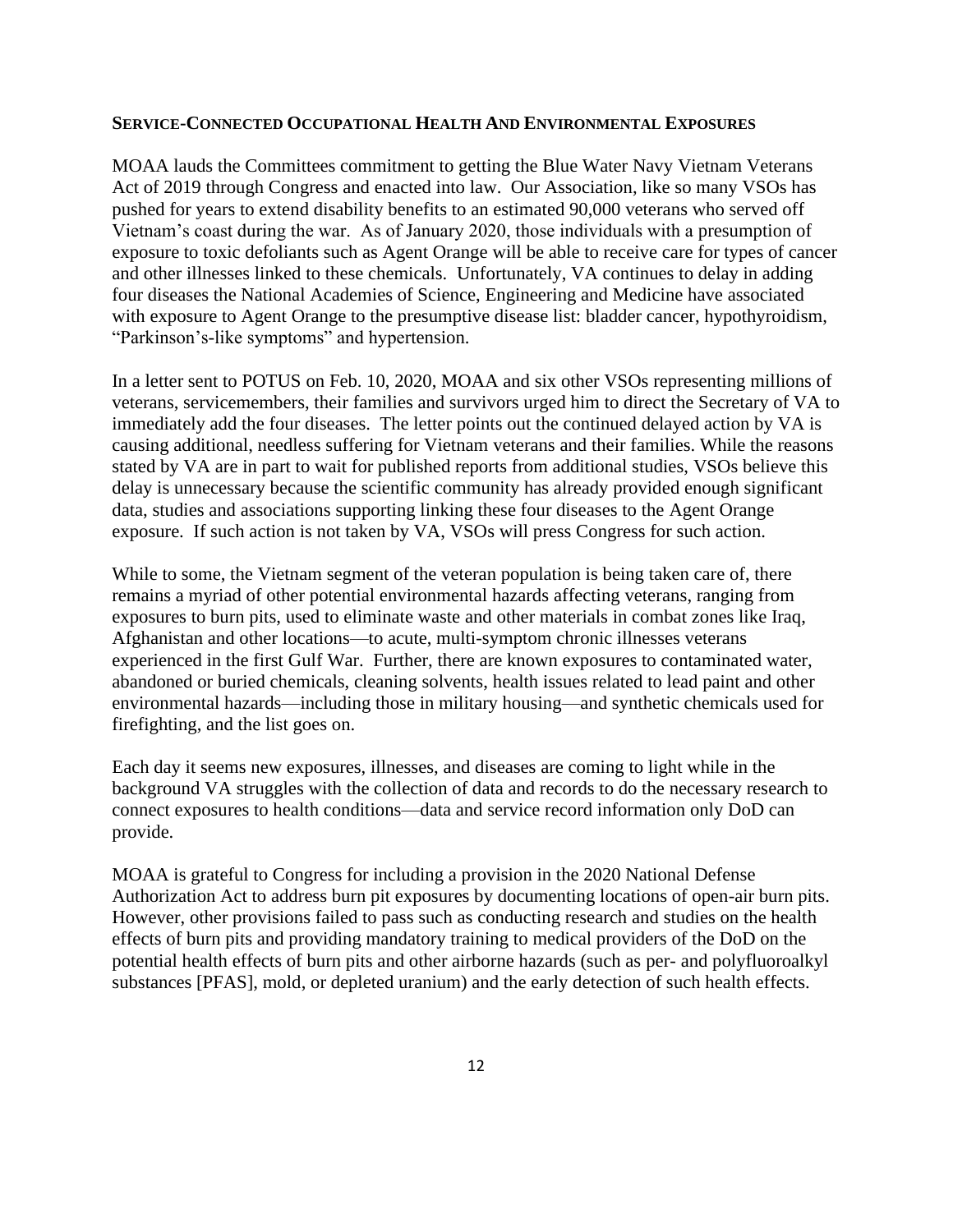## SERVICE-CONNECTED OCCUPATIONAL HEALTH AND ENVIRONMENTAL EXPOSURES

MOAA lauds the Committees commitment to getting the Blue Water Navy Vietnam Veterans Act of 2019 through Congress and enacted into law. Our Association, like so many VSOs has pushed for years to extend disability benefits to an estimated 90,000 veterans who served off Vietnam's coast during the war. As of January 2020, those individuals with a presumption of exposure to toxic defoliants such as Agent Orange will be able to receive care for types of cancer and other illnesses linked to these chemicals. Unfortunately, VA continues to delay in adding four diseases the National Academies of Science, Engineering and Medicine have associated with exposure to Agent Orange to the presumptive disease list: bladder cancer, hypothyroidism, "Parkinson's-like symptoms" and hypertension.

In a letter sent to POTUS on Feb. 10, 2020, MOAA and six other VSOs representing millions of veterans, servicemembers, their families and survivors urged him to direct the Secretary of VA to immediately add the four diseases. The letter points out the continued delayed action by VA is causing additional, needless suffering for Vietnam veterans and their families. While the reasons stated by VA are in part to wait for published reports from additional studies, VSOs believe this delay is unnecessary because the scientific community has already provided enough significant data, studies and associations supporting linking these four diseases to the Agent Orange exposure. If such action is not taken by VA, VSOs will press Congress for such action.

While to some, the Vietnam segment of the veteran population is being taken care of, there remains a myriad of other potential environmental hazards affecting veterans, ranging from exposures to burn pits, used to eliminate waste and other materials in combat zones like Iraq, Afghanistan and other locations—to acute, multi-symptom chronic illnesses veterans experienced in the first Gulf War. Further, there are known exposures to contaminated water, abandoned or buried chemicals, cleaning solvents, health issues related to lead paint and other environmental hazards—including those in military housing—and synthetic chemicals used for firefighting, and the list goes on.

Each day it seems new exposures, illnesses, and diseases are coming to light while in the background VA struggles with the collection of data and records to do the necessary research to connect exposures to health conditions—data and service record information only DoD can provide.

MOAA is grateful to Congress for including a provision in the 2020 National Defense Authorization Act to address burn pit exposures by documenting locations of open-air burn pits. However, other provisions failed to pass such as conducting research and studies on the health effects of burn pits and providing mandatory training to medical providers of the DoD on the potential health effects of burn pits and other airborne hazards (such as per- and polyfluoroalkyl substances [PFAS], mold, or depleted uranium) and the early detection of such health effects.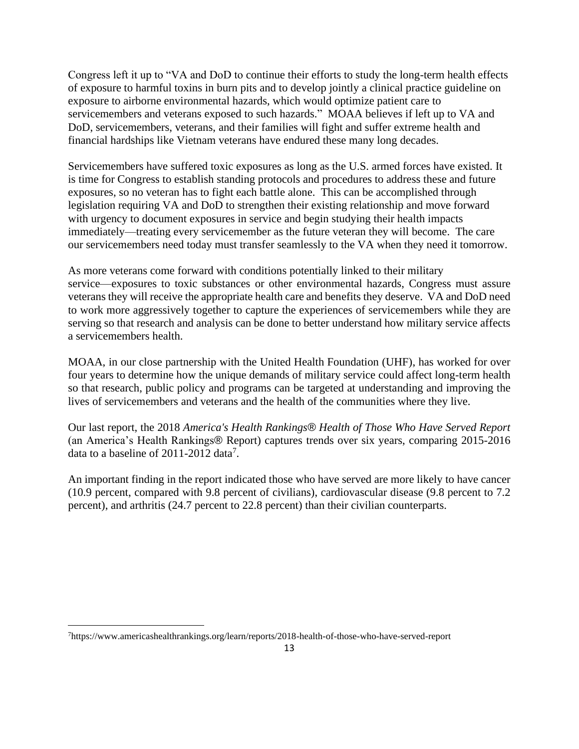Congress left it up to "VA and DoD to continue their efforts to study the long-term health effects of exposure to harmful toxins in burn pits and to develop jointly a clinical practice guideline on exposure to airborne environmental hazards, which would optimize patient care to servicemembers and veterans exposed to such hazards." MOAA believes if left up to VA and DoD, servicemembers, veterans, and their families will fight and suffer extreme health and financial hardships like Vietnam veterans have endured these many long decades.

Servicemembers have suffered toxic exposures as long as the U.S. armed forces have existed. It is time for Congress to establish standing protocols and procedures to address these and future exposures, so no veteran has to fight each battle alone. This can be accomplished through legislation requiring VA and DoD to strengthen their existing relationship and move forward with urgency to document exposures in service and begin studying their health impacts immediately—treating every servicemember as the future veteran they will become. The care our servicemembers need today must transfer seamlessly to the VA when they need it tomorrow.

As more veterans come forward with conditions potentially linked to their military service—exposures to toxic substances or other environmental hazards, Congress must assure veterans they will receive the appropriate health care and benefits they deserve. VA and DoD need to work more aggressively together to capture the experiences of servicemembers while they are serving so that research and analysis can be done to better understand how military service affects a servicemembers health.

MOAA, in our close partnership with the United Health Foundation (UHF), has worked for over four years to determine how the unique demands of military service could affect long-term health so that research, public policy and programs can be targeted at understanding and improving the lives of servicemembers and veterans and the health of the communities where they live.

Our last report, the 2018 *America's Health Rankings® Health of Those Who Have Served Report* (an America's Health Rankings® Report) captures trends over six years, comparing 2015-2016 data to a baseline of 2011-2012 data[7].

An important finding in the report indicated those who have served are more likely to have cancer (10.9 percent, compared with 9.8 percent of civilians), cardiovascular disease (9.8 percent to 7.2 percent), and arthritis (24.7 percent to 22.8 percent) than their civilian counterparts.

[7] https://www.americashealthrankings.org/learn/reports/2018-health-of-those-who-have-served-report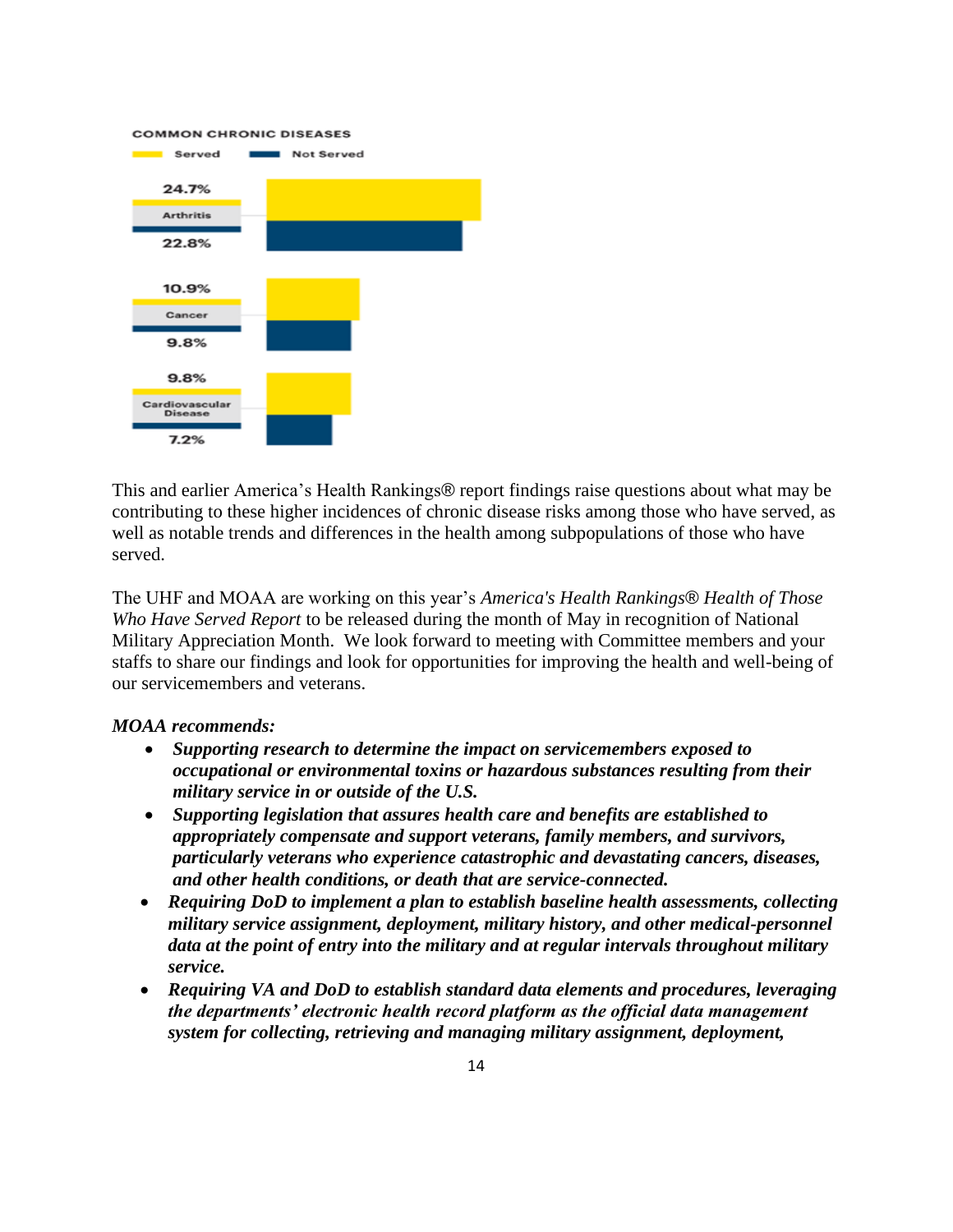**COMMON CHRONIC DISEASES**

| | Served | Not Served |
| --- | --- | --- |
| Arthritis | 24.7% | 22.8% |
| Cancer | 10.9% | 9.8% |
| Cardiovascular Disease | 9.8% | 7.2% |

This and earlier America's Health Rankings® report findings raise questions about what may be contributing to these higher incidences of chronic disease risks among those who have served, as well as notable trends and differences in the health among subpopulations of those who have served.

The UHF and MOAA are working on this year's *America's Health Rankings® Health of Those Who Have Served Report* to be released during the month of May in recognition of National Military Appreciation Month. We look forward to meeting with Committee members and your staffs to share our findings and look for opportunities for improving the health and well-being of our servicemembers and veterans.

***MOAA recommends:***

- ***Supporting research to determine the impact on servicemembers exposed to occupational or environmental toxins or hazardous substances resulting from their military service in or outside of the U.S.***
- ***Supporting legislation that assures health care and benefits are established to appropriately compensate and support veterans, family members, and survivors, particularly veterans who experience catastrophic and devastating cancers, diseases, and other health conditions, or death that are service-connected.***
- ***Requiring DoD to implement a plan to establish baseline health assessments, collecting military service assignment, deployment, military history, and other medical-personnel data at the point of entry into the military and at regular intervals throughout military service.***
- ***Requiring VA and DoD to establish standard data elements and procedures, leveraging the departments' electronic health record platform as the official data management system for collecting, retrieving and managing military assignment, deployment,***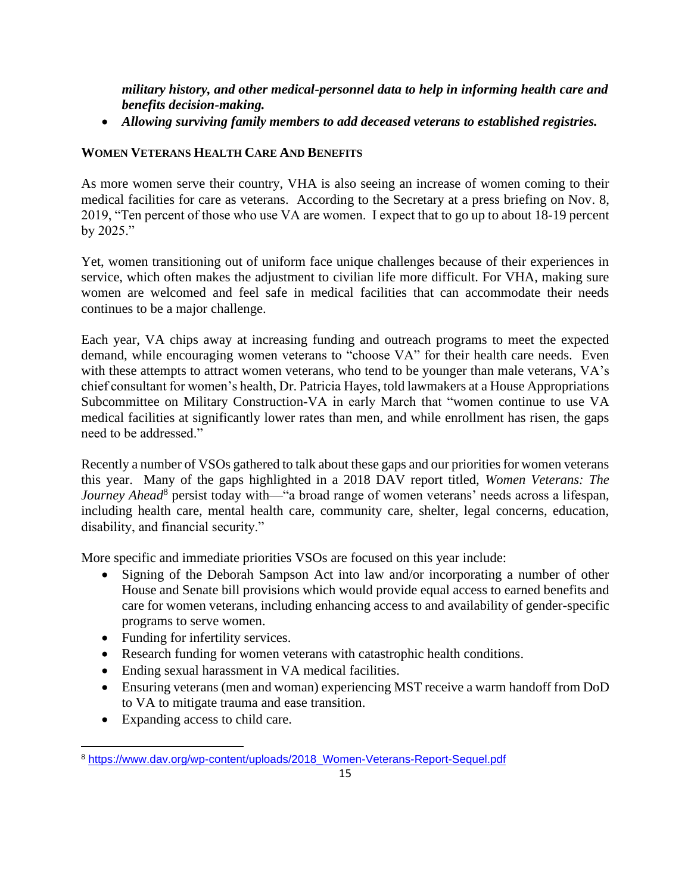*military history, and other medical-personnel data to help in informing health care and benefits decision-making.*

- ***Allowing surviving family members to add deceased veterans to established registries.***

**WOMEN VETERANS HEALTH CARE AND BENEFITS**

As more women serve their country, VHA is also seeing an increase of women coming to their medical facilities for care as veterans. According to the Secretary at a press briefing on Nov. 8, 2019, "Ten percent of those who use VA are women. I expect that to go up to about 18-19 percent by 2025."

Yet, women transitioning out of uniform face unique challenges because of their experiences in service, which often makes the adjustment to civilian life more difficult. For VHA, making sure women are welcomed and feel safe in medical facilities that can accommodate their needs continues to be a major challenge.

Each year, VA chips away at increasing funding and outreach programs to meet the expected demand, while encouraging women veterans to "choose VA" for their health care needs. Even with these attempts to attract women veterans, who tend to be younger than male veterans, VA's chief consultant for women's health, Dr. Patricia Hayes, told lawmakers at a House Appropriations Subcommittee on Military Construction-VA in early March that "women continue to use VA medical facilities at significantly lower rates than men, and while enrollment has risen, the gaps need to be addressed."

Recently a number of VSOs gathered to talk about these gaps and our priorities for women veterans this year. Many of the gaps highlighted in a 2018 DAV report titled, *Women Veterans: The Journey Ahead*[8] persist today with—"a broad range of women veterans' needs across a lifespan, including health care, mental health care, community care, shelter, legal concerns, education, disability, and financial security."

More specific and immediate priorities VSOs are focused on this year include:

- Signing of the Deborah Sampson Act into law and/or incorporating a number of other House and Senate bill provisions which would provide equal access to earned benefits and care for women veterans, including enhancing access to and availability of gender-specific programs to serve women.
- Funding for infertility services.
- Research funding for women veterans with catastrophic health conditions.
- Ending sexual harassment in VA medical facilities.
- Ensuring veterans (men and woman) experiencing MST receive a warm handoff from DoD to VA to mitigate trauma and ease transition.
- Expanding access to child care.

---

[8] https://www.dav.org/wp-content/uploads/2018_Women-Veterans-Report-Sequel.pdf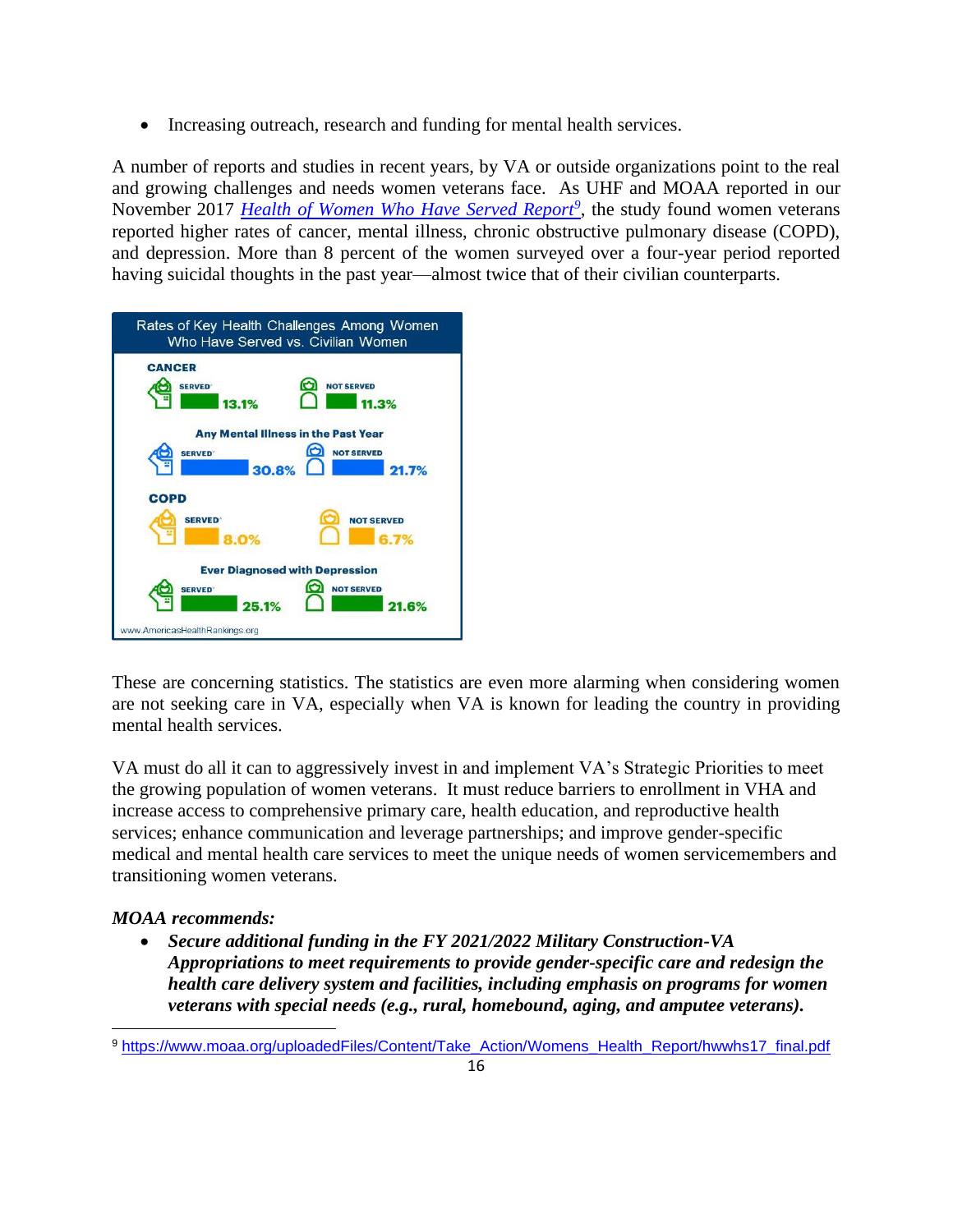- Increasing outreach, research and funding for mental health services.

A number of reports and studies in recent years, by VA or outside organizations point to the real and growing challenges and needs women veterans face. As UHF and MOAA reported in our November 2017 [*Health of Women Who Have Served Report*](https://www.moaa.org/uploadedFiles/Content/Take_Action/Womens_Health_Report/hwwhs17_final.pdf)[9], the study found women veterans reported higher rates of cancer, mental illness, chronic obstructive pulmonary disease (COPD), and depression. More than 8 percent of the women surveyed over a four-year period reported having suicidal thoughts in the past year—almost twice that of their civilian counterparts.

**Rates of Key Health Challenges Among Women Who Have Served vs. Civilian Women**

| | Served | Not Served |
|---|---|---|
| Cancer | 13.1% | 11.3% |
| Any Mental Illness in the Past Year | 30.8% | 21.7% |
| COPD | 8.0% | 6.7% |
| Ever Diagnosed with Depression | 25.1% | 21.6% |

www.AmericasHealthRankings.org

These are concerning statistics. The statistics are even more alarming when considering women are not seeking care in VA, especially when VA is known for leading the country in providing mental health services.

VA must do all it can to aggressively invest in and implement VA's Strategic Priorities to meet the growing population of women veterans. It must reduce barriers to enrollment in VHA and increase access to comprehensive primary care, health education, and reproductive health services; enhance communication and leverage partnerships; and improve gender-specific medical and mental health care services to meet the unique needs of women servicemembers and transitioning women veterans.

***MOAA recommends:***

- ***Secure additional funding in the FY 2021/2022 Military Construction-VA Appropriations to meet requirements to provide gender-specific care and redesign the health care delivery system and facilities, including emphasis on programs for women veterans with special needs (e.g., rural, homebound, aging, and amputee veterans).***

---

[9] https://www.moaa.org/uploadedFiles/Content/Take_Action/Womens_Health_Report/hwwhs17_final.pdf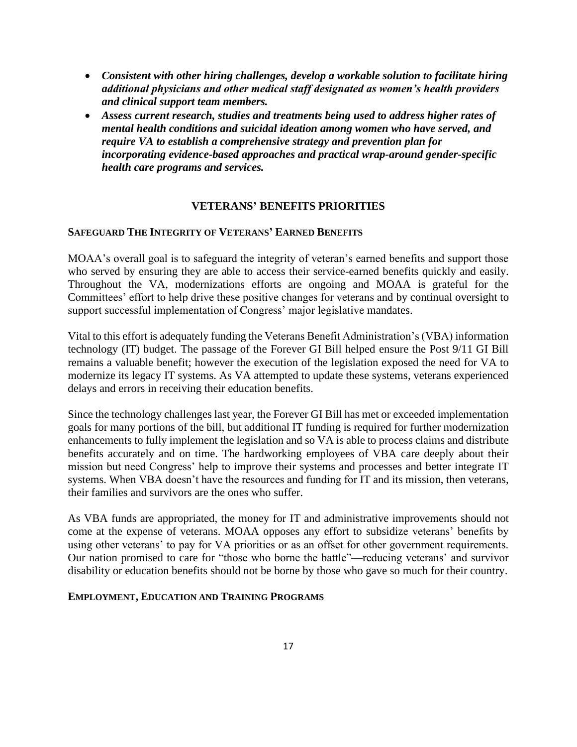- ***Consistent with other hiring challenges, develop a workable solution to facilitate hiring additional physicians and other medical staff designated as women's health providers and clinical support team members.***
- ***Assess current research, studies and treatments being used to address higher rates of mental health conditions and suicidal ideation among women who have served, and require VA to establish a comprehensive strategy and prevention plan for incorporating evidence-based approaches and practical wrap-around gender-specific health care programs and services.***

## VETERANS' BENEFITS PRIORITIES

### SAFEGUARD THE INTEGRITY OF VETERANS' EARNED BENEFITS

MOAA's overall goal is to safeguard the integrity of veteran's earned benefits and support those who served by ensuring they are able to access their service-earned benefits quickly and easily. Throughout the VA, modernizations efforts are ongoing and MOAA is grateful for the Committees' effort to help drive these positive changes for veterans and by continual oversight to support successful implementation of Congress' major legislative mandates.

Vital to this effort is adequately funding the Veterans Benefit Administration's (VBA) information technology (IT) budget. The passage of the Forever GI Bill helped ensure the Post 9/11 GI Bill remains a valuable benefit; however the execution of the legislation exposed the need for VA to modernize its legacy IT systems. As VA attempted to update these systems, veterans experienced delays and errors in receiving their education benefits.

Since the technology challenges last year, the Forever GI Bill has met or exceeded implementation goals for many portions of the bill, but additional IT funding is required for further modernization enhancements to fully implement the legislation and so VA is able to process claims and distribute benefits accurately and on time. The hardworking employees of VBA care deeply about their mission but need Congress' help to improve their systems and processes and better integrate IT systems. When VBA doesn't have the resources and funding for IT and its mission, then veterans, their families and survivors are the ones who suffer.

As VBA funds are appropriated, the money for IT and administrative improvements should not come at the expense of veterans. MOAA opposes any effort to subsidize veterans' benefits by using other veterans' to pay for VA priorities or as an offset for other government requirements. Our nation promised to care for "those who borne the battle"—reducing veterans' and survivor disability or education benefits should not be borne by those who gave so much for their country.

### EMPLOYMENT, EDUCATION AND TRAINING PROGRAMS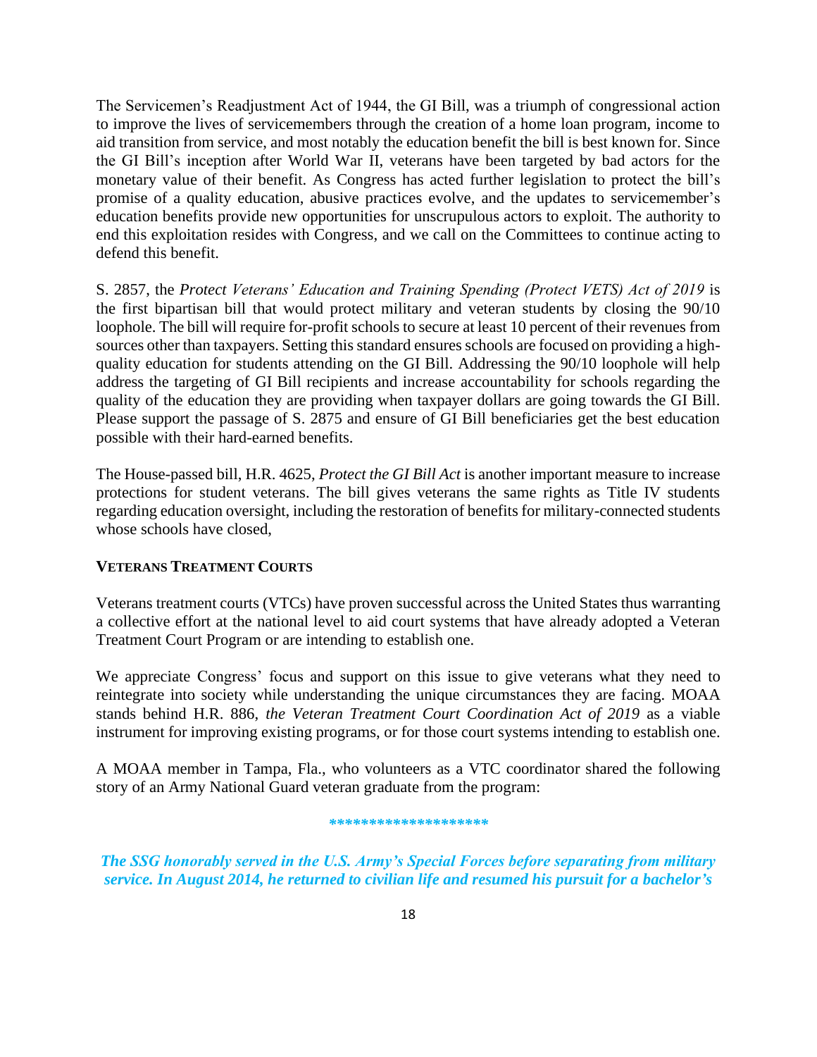The Servicemen's Readjustment Act of 1944, the GI Bill, was a triumph of congressional action to improve the lives of servicemembers through the creation of a home loan program, income to aid transition from service, and most notably the education benefit the bill is best known for. Since the GI Bill's inception after World War II, veterans have been targeted by bad actors for the monetary value of their benefit. As Congress has acted further legislation to protect the bill's promise of a quality education, abusive practices evolve, and the updates to servicemember's education benefits provide new opportunities for unscrupulous actors to exploit. The authority to end this exploitation resides with Congress, and we call on the Committees to continue acting to defend this benefit.

S. 2857, the *Protect Veterans' Education and Training Spending (Protect VETS) Act of 2019* is the first bipartisan bill that would protect military and veteran students by closing the 90/10 loophole. The bill will require for-profit schools to secure at least 10 percent of their revenues from sources other than taxpayers. Setting this standard ensures schools are focused on providing a high-quality education for students attending on the GI Bill. Addressing the 90/10 loophole will help address the targeting of GI Bill recipients and increase accountability for schools regarding the quality of the education they are providing when taxpayer dollars are going towards the GI Bill. Please support the passage of S. 2875 and ensure of GI Bill beneficiaries get the best education possible with their hard-earned benefits.

The House-passed bill, H.R. 4625, *Protect the GI Bill Act* is another important measure to increase protections for student veterans. The bill gives veterans the same rights as Title IV students regarding education oversight, including the restoration of benefits for military-connected students whose schools have closed,

**VETERANS TREATMENT COURTS**

Veterans treatment courts (VTCs) have proven successful across the United States thus warranting a collective effort at the national level to aid court systems that have already adopted a Veteran Treatment Court Program or are intending to establish one.

We appreciate Congress' focus and support on this issue to give veterans what they need to reintegrate into society while understanding the unique circumstances they are facing. MOAA stands behind H.R. 886, *the Veteran Treatment Court Coordination Act of 2019* as a viable instrument for improving existing programs, or for those court systems intending to establish one.

A MOAA member in Tampa, Fla., who volunteers as a VTC coordinator shared the following story of an Army National Guard veteran graduate from the program:

*******************

***The SSG honorably served in the U.S. Army's Special Forces before separating from military service. In August 2014, he returned to civilian life and resumed his pursuit for a bachelor's***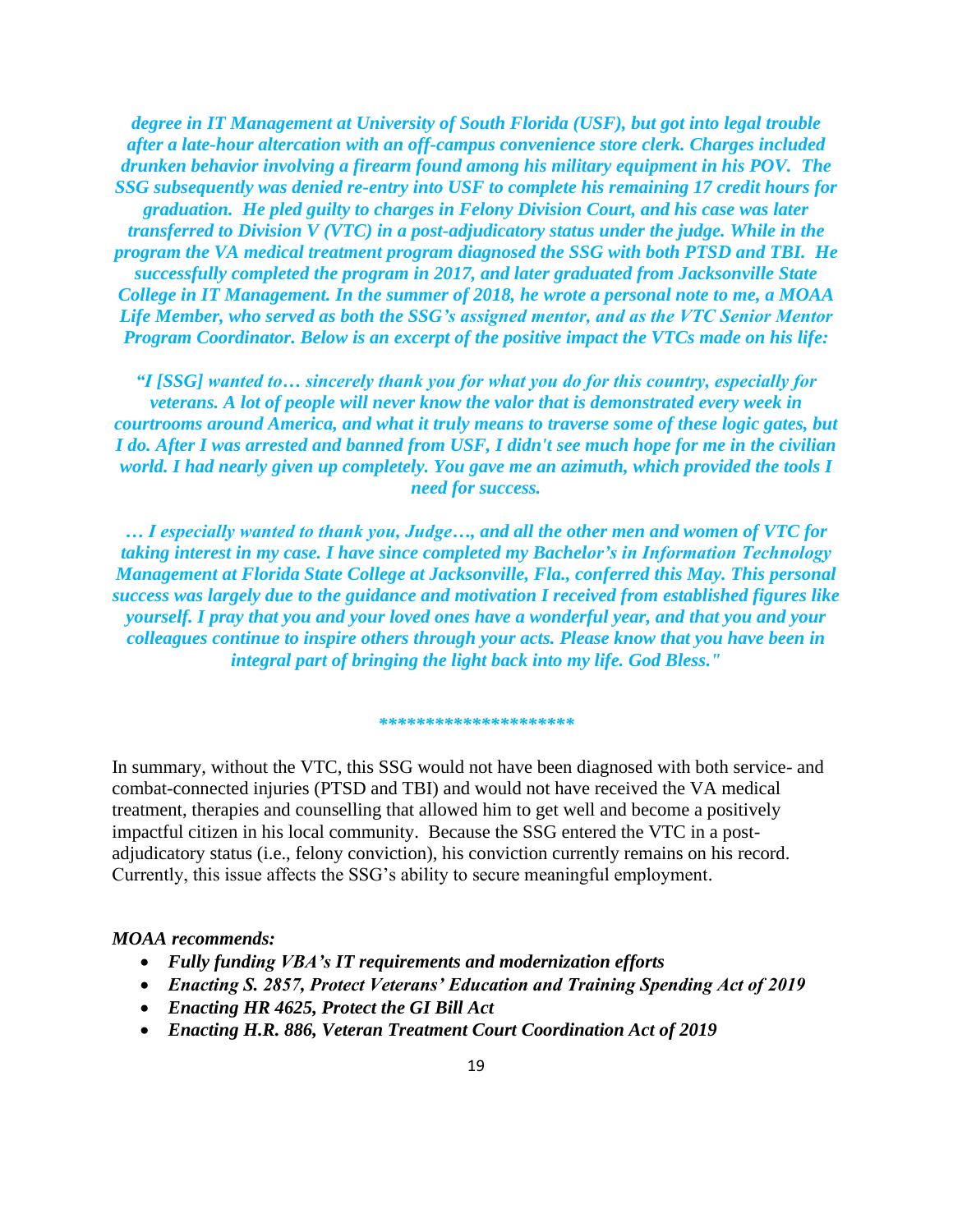***degree in IT Management at University of South Florida (USF), but got into legal trouble after a late-hour altercation with an off-campus convenience store clerk. Charges included drunken behavior involving a firearm found among his military equipment in his POV. The SSG subsequently was denied re-entry into USF to complete his remaining 17 credit hours for graduation. He pled guilty to charges in Felony Division Court, and his case was later transferred to Division V (VTC) in a post-adjudicatory status under the judge. While in the program the VA medical treatment program diagnosed the SSG with both PTSD and TBI. He successfully completed the program in 2017, and later graduated from Jacksonville State College in IT Management. In the summer of 2018, he wrote a personal note to me, a MOAA Life Member, who served as both the SSG's assigned mentor, and as the VTC Senior Mentor Program Coordinator. Below is an excerpt of the positive impact the VTCs made on his life:***

***"I [SSG] wanted to… sincerely thank you for what you do for this country, especially for veterans. A lot of people will never know the valor that is demonstrated every week in courtrooms around America, and what it truly means to traverse some of these logic gates, but I do. After I was arrested and banned from USF, I didn't see much hope for me in the civilian world. I had nearly given up completely. You gave me an azimuth, which provided the tools I need for success.***

***… I especially wanted to thank you, Judge…, and all the other men and women of VTC for taking interest in my case. I have since completed my Bachelor's in Information Technology Management at Florida State College at Jacksonville, Fla., conferred this May. This personal success was largely due to the guidance and motivation I received from established figures like yourself. I pray that you and your loved ones have a wonderful year, and that you and your colleagues continue to inspire others through your acts. Please know that you have been in integral part of bringing the light back into my life. God Bless."***

*********************

In summary, without the VTC, this SSG would not have been diagnosed with both service- and combat-connected injuries (PTSD and TBI) and would not have received the VA medical treatment, therapies and counselling that allowed him to get well and become a positively impactful citizen in his local community. Because the SSG entered the VTC in a post-adjudicatory status (i.e., felony conviction), his conviction currently remains on his record. Currently, this issue affects the SSG's ability to secure meaningful employment.

***MOAA recommends:***

- ***Fully funding VBA's IT requirements and modernization efforts***
- ***Enacting S. 2857, Protect Veterans' Education and Training Spending Act of 2019***
- ***Enacting HR 4625, Protect the GI Bill Act***
- ***Enacting H.R. 886, Veteran Treatment Court Coordination Act of 2019***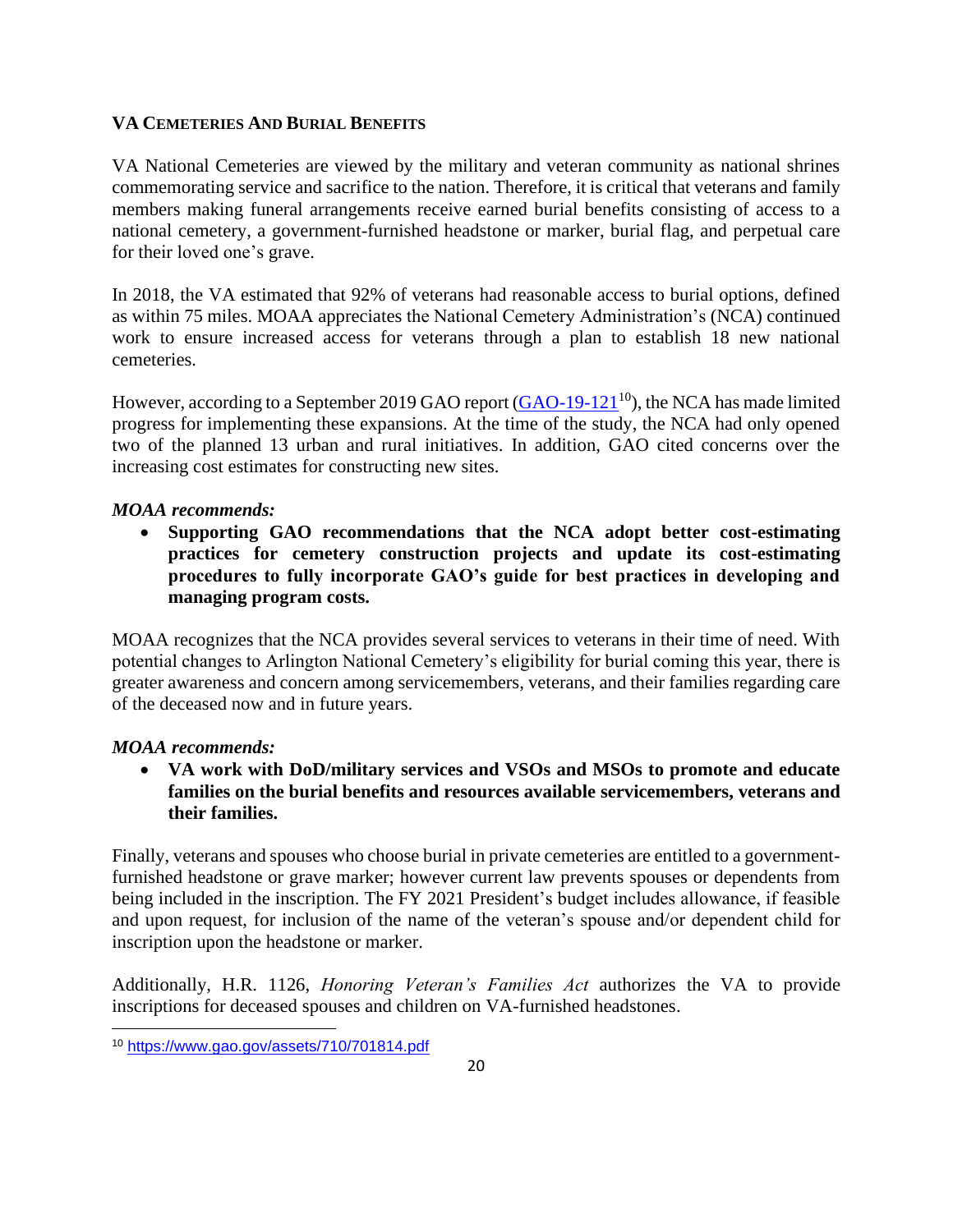## VA CEMETERIES AND BURIAL BENEFITS

VA National Cemeteries are viewed by the military and veteran community as national shrines commemorating service and sacrifice to the nation. Therefore, it is critical that veterans and family members making funeral arrangements receive earned burial benefits consisting of access to a national cemetery, a government-furnished headstone or marker, burial flag, and perpetual care for their loved one's grave.

In 2018, the VA estimated that 92% of veterans had reasonable access to burial options, defined as within 75 miles. MOAA appreciates the National Cemetery Administration's (NCA) continued work to ensure increased access for veterans through a plan to establish 18 new national cemeteries.

However, according to a September 2019 GAO report (GAO-19-121[10]), the NCA has made limited progress for implementing these expansions. At the time of the study, the NCA had only opened two of the planned 13 urban and rural initiatives. In addition, GAO cited concerns over the increasing cost estimates for constructing new sites.

*MOAA recommends:*

- **Supporting GAO recommendations that the NCA adopt better cost-estimating practices for cemetery construction projects and update its cost-estimating procedures to fully incorporate GAO's guide for best practices in developing and managing program costs.**

MOAA recognizes that the NCA provides several services to veterans in their time of need. With potential changes to Arlington National Cemetery's eligibility for burial coming this year, there is greater awareness and concern among servicemembers, veterans, and their families regarding care of the deceased now and in future years.

*MOAA recommends:*

- **VA work with DoD/military services and VSOs and MSOs to promote and educate families on the burial benefits and resources available servicemembers, veterans and their families.**

Finally, veterans and spouses who choose burial in private cemeteries are entitled to a government-furnished headstone or grave marker; however current law prevents spouses or dependents from being included in the inscription. The FY 2021 President's budget includes allowance, if feasible and upon request, for inclusion of the name of the veteran's spouse and/or dependent child for inscription upon the headstone or marker.

Additionally, H.R. 1126, *Honoring Veteran's Families Act* authorizes the VA to provide inscriptions for deceased spouses and children on VA-furnished headstones.

---

[10] https://www.gao.gov/assets/710/701814.pdf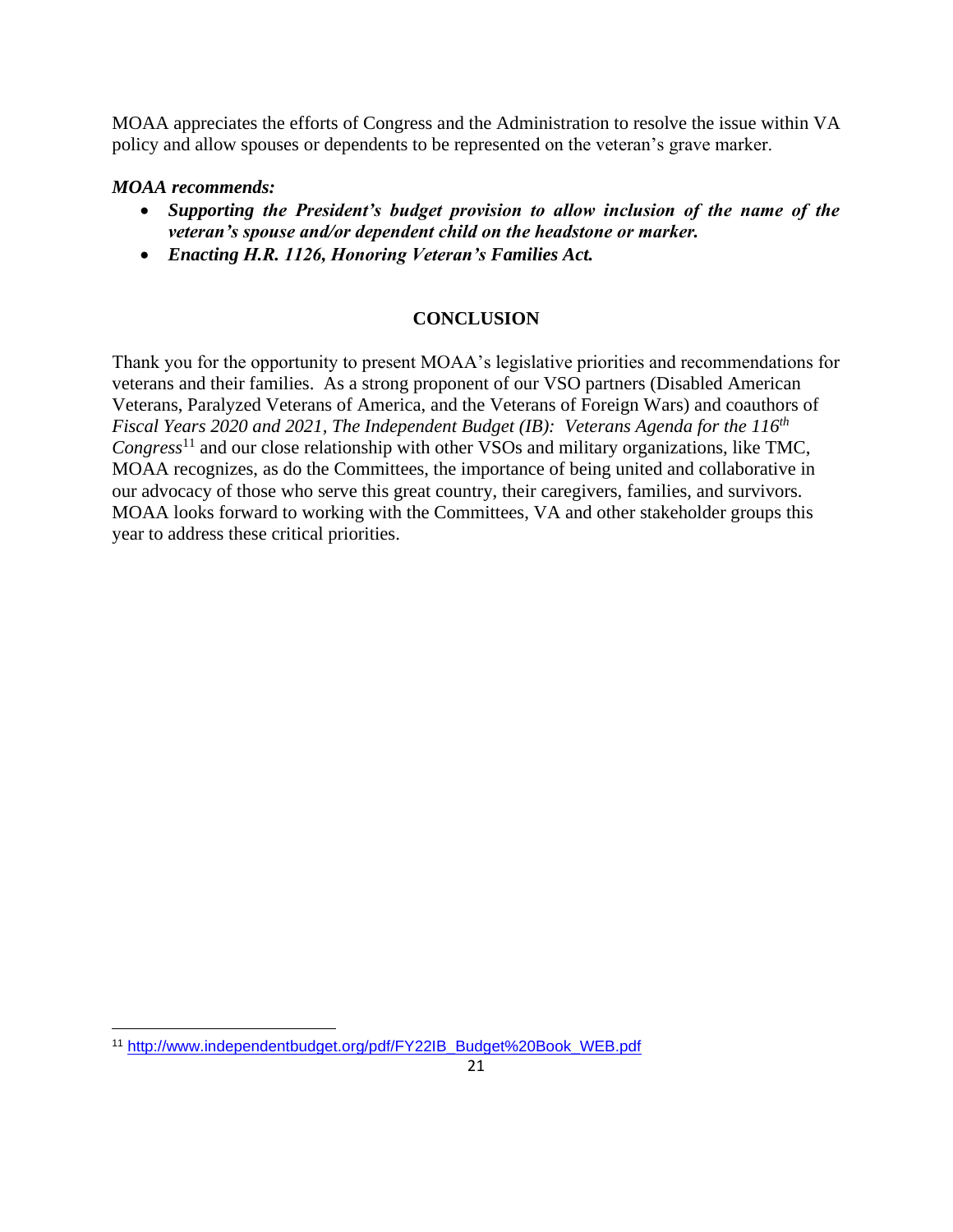MOAA appreciates the efforts of Congress and the Administration to resolve the issue within VA policy and allow spouses or dependents to be represented on the veteran's grave marker.

***MOAA recommends:***

- ***Supporting the President's budget provision to allow inclusion of the name of the veteran's spouse and/or dependent child on the headstone or marker.***
- ***Enacting H.R. 1126, Honoring Veteran's Families Act.***

## CONCLUSION

Thank you for the opportunity to present MOAA's legislative priorities and recommendations for veterans and their families. As a strong proponent of our VSO partners (Disabled American Veterans, Paralyzed Veterans of America, and the Veterans of Foreign Wars) and coauthors of *Fiscal Years 2020 and 2021, The Independent Budget (IB): Veterans Agenda for the 116th Congress*[11] and our close relationship with other VSOs and military organizations, like TMC, MOAA recognizes, as do the Committees, the importance of being united and collaborative in our advocacy of those who serve this great country, their caregivers, families, and survivors. MOAA looks forward to working with the Committees, VA and other stakeholder groups this year to address these critical priorities.

---

[11] http://www.independentbudget.org/pdf/FY22IB_Budget%20Book_WEB.pdf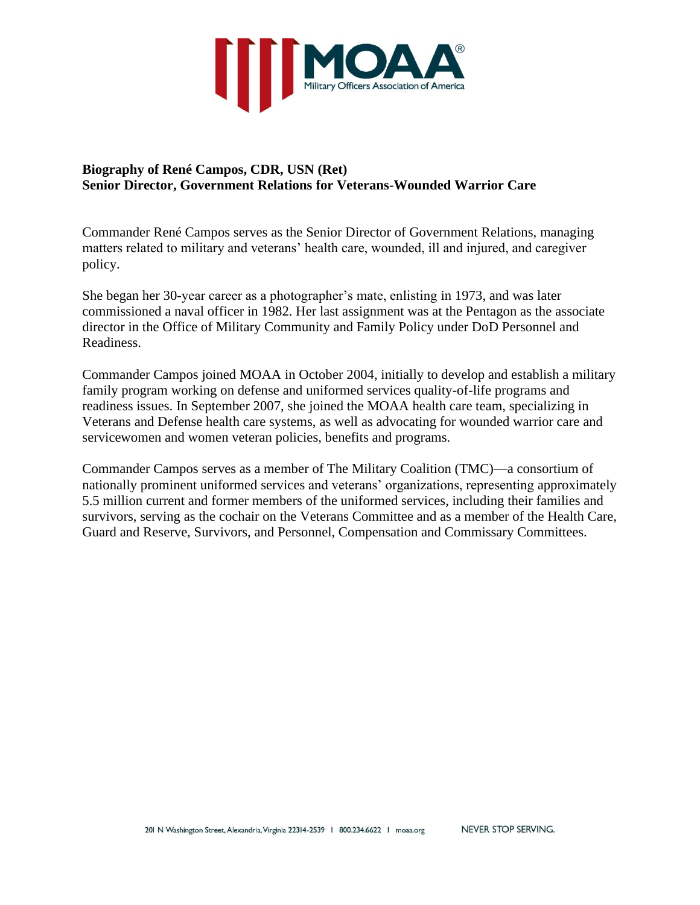**Biography of René Campos, CDR, USN (Ret)**
**Senior Director, Government Relations for Veterans-Wounded Warrior Care**

Commander René Campos serves as the Senior Director of Government Relations, managing matters related to military and veterans' health care, wounded, ill and injured, and caregiver policy.

She began her 30-year career as a photographer's mate, enlisting in 1973, and was later commissioned a naval officer in 1982. Her last assignment was at the Pentagon as the associate director in the Office of Military Community and Family Policy under DoD Personnel and Readiness.

Commander Campos joined MOAA in October 2004, initially to develop and establish a military family program working on defense and uniformed services quality-of-life programs and readiness issues. In September 2007, she joined the MOAA health care team, specializing in Veterans and Defense health care systems, as well as advocating for wounded warrior care and servicewomen and women veteran policies, benefits and programs.

Commander Campos serves as a member of The Military Coalition (TMC)—a consortium of nationally prominent uniformed services and veterans' organizations, representing approximately 5.5 million current and former members of the uniformed services, including their families and survivors, serving as the cochair on the Veterans Committee and as a member of the Health Care, Guard and Reserve, Survivors, and Personnel, Compensation and Commissary Committees.